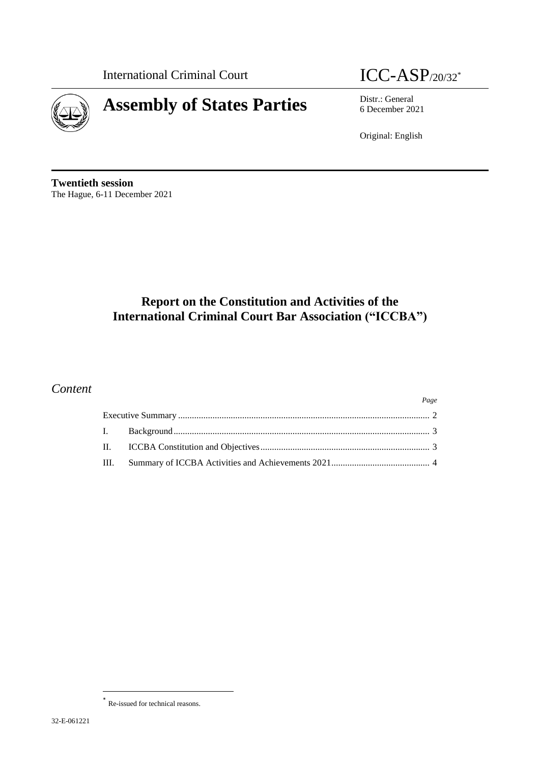International Criminal Court

# ICC-ASP/20/32*

# Assembly of States Parties

Distr.: General
6 December 2021

Original: English

**Twentieth session**
The Hague, 6-11 December 2021

## Report on the Constitution and Activities of the International Criminal Court Bar Association ("ICCBA")

## *Content*

| | | *Page* |
|---|---|---|
| Executive Summary | | 2 |
| I. | Background | 3 |
| II. | ICCBA Constitution and Objectives | 3 |
| III. | Summary of ICCBA Activities and Achievements 2021 | 4 |

* Re-issued for technical reasons.

32-E-061221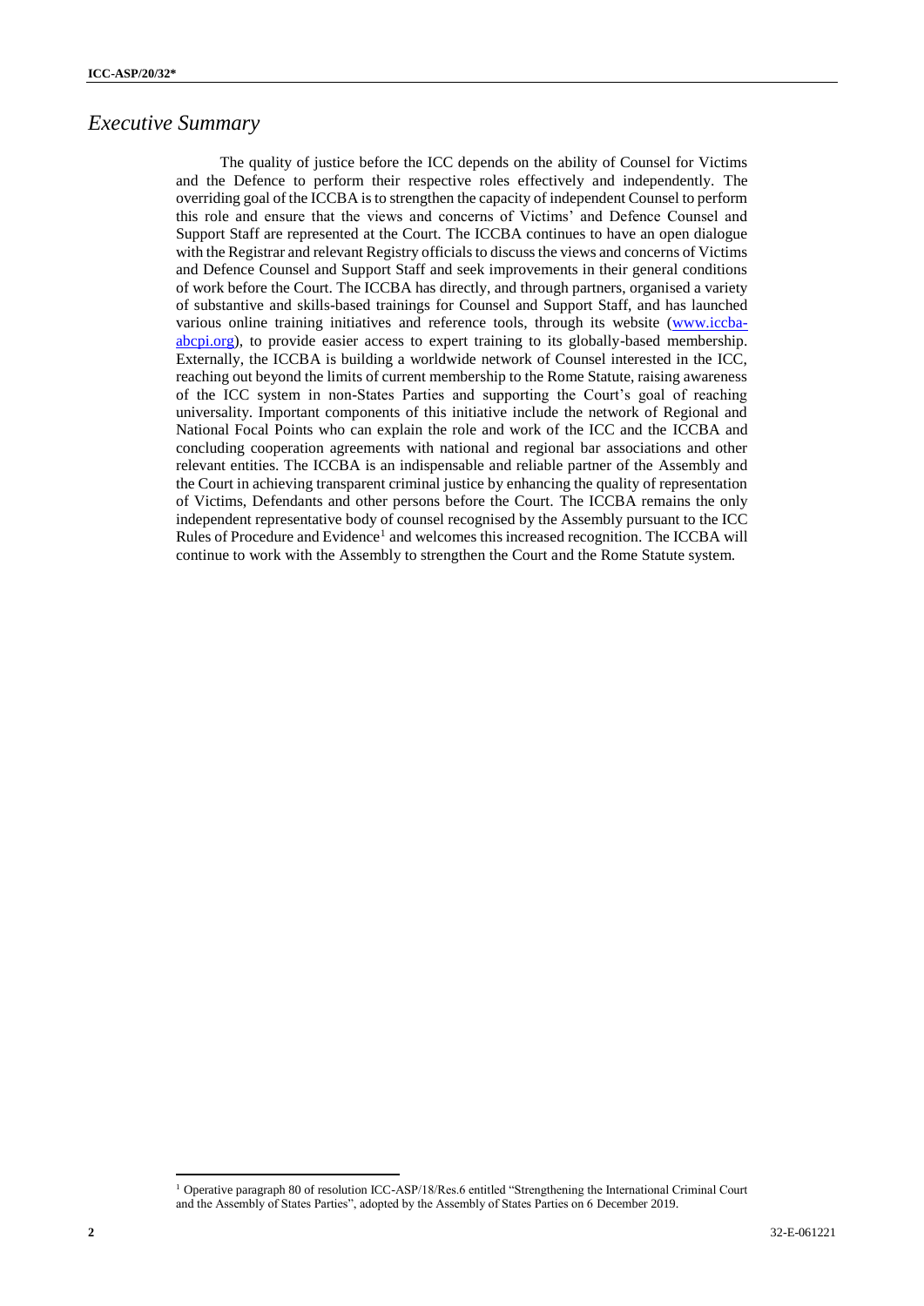# *Executive Summary*

The quality of justice before the ICC depends on the ability of Counsel for Victims and the Defence to perform their respective roles effectively and independently. The overriding goal of the ICCBA is to strengthen the capacity of independent Counsel to perform this role and ensure that the views and concerns of Victims' and Defence Counsel and Support Staff are represented at the Court. The ICCBA continues to have an open dialogue with the Registrar and relevant Registry officials to discuss the views and concerns of Victims and Defence Counsel and Support Staff and seek improvements in their general conditions of work before the Court. The ICCBA has directly, and through partners, organised a variety of substantive and skills-based trainings for Counsel and Support Staff, and has launched various online training initiatives and reference tools, through its website ([www.iccba-abcpi.org](http://www.iccba-abcpi.org)), to provide easier access to expert training to its globally-based membership. Externally, the ICCBA is building a worldwide network of Counsel interested in the ICC, reaching out beyond the limits of current membership to the Rome Statute, raising awareness of the ICC system in non-States Parties and supporting the Court's goal of reaching universality. Important components of this initiative include the network of Regional and National Focal Points who can explain the role and work of the ICC and the ICCBA and concluding cooperation agreements with national and regional bar associations and other relevant entities. The ICCBA is an indispensable and reliable partner of the Assembly and the Court in achieving transparent criminal justice by enhancing the quality of representation of Victims, Defendants and other persons before the Court. The ICCBA remains the only independent representative body of counsel recognised by the Assembly pursuant to the ICC Rules of Procedure and Evidence[1] and welcomes this increased recognition. The ICCBA will continue to work with the Assembly to strengthen the Court and the Rome Statute system.

---

[1] Operative paragraph 80 of resolution ICC-ASP/18/Res.6 entitled "Strengthening the International Criminal Court and the Assembly of States Parties", adopted by the Assembly of States Parties on 6 December 2019.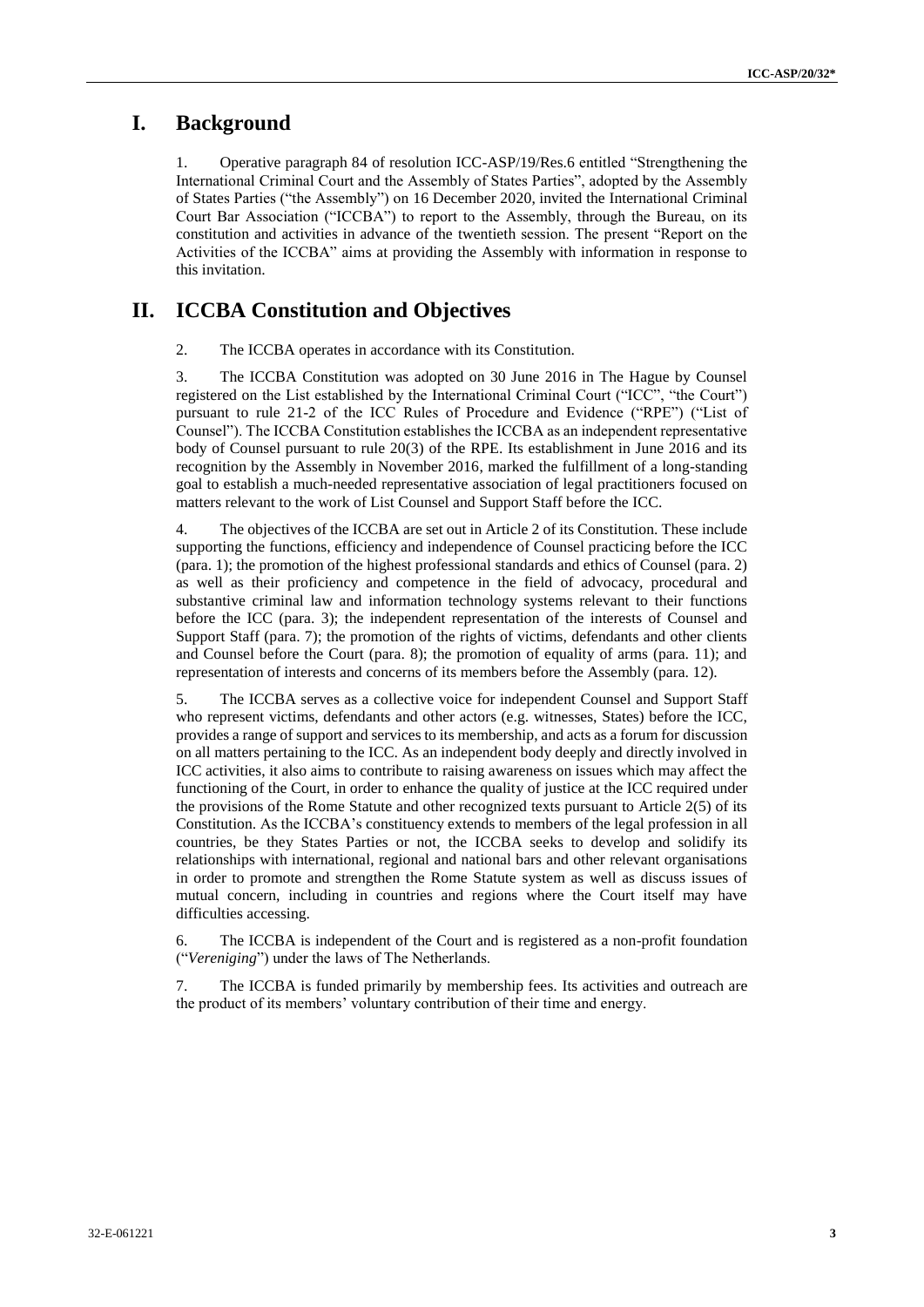# I. Background

1. Operative paragraph 84 of resolution ICC-ASP/19/Res.6 entitled "Strengthening the International Criminal Court and the Assembly of States Parties", adopted by the Assembly of States Parties ("the Assembly") on 16 December 2020, invited the International Criminal Court Bar Association ("ICCBA") to report to the Assembly, through the Bureau, on its constitution and activities in advance of the twentieth session. The present "Report on the Activities of the ICCBA" aims at providing the Assembly with information in response to this invitation.

# II. ICCBA Constitution and Objectives

2. The ICCBA operates in accordance with its Constitution.

3. The ICCBA Constitution was adopted on 30 June 2016 in The Hague by Counsel registered on the List established by the International Criminal Court ("ICC", "the Court") pursuant to rule 21-2 of the ICC Rules of Procedure and Evidence ("RPE") ("List of Counsel"). The ICCBA Constitution establishes the ICCBA as an independent representative body of Counsel pursuant to rule 20(3) of the RPE. Its establishment in June 2016 and its recognition by the Assembly in November 2016, marked the fulfillment of a long-standing goal to establish a much-needed representative association of legal practitioners focused on matters relevant to the work of List Counsel and Support Staff before the ICC.

4. The objectives of the ICCBA are set out in Article 2 of its Constitution. These include supporting the functions, efficiency and independence of Counsel practicing before the ICC (para. 1); the promotion of the highest professional standards and ethics of Counsel (para. 2) as well as their proficiency and competence in the field of advocacy, procedural and substantive criminal law and information technology systems relevant to their functions before the ICC (para. 3); the independent representation of the interests of Counsel and Support Staff (para. 7); the promotion of the rights of victims, defendants and other clients and Counsel before the Court (para. 8); the promotion of equality of arms (para. 11); and representation of interests and concerns of its members before the Assembly (para. 12).

5. The ICCBA serves as a collective voice for independent Counsel and Support Staff who represent victims, defendants and other actors (e.g. witnesses, States) before the ICC, provides a range of support and services to its membership, and acts as a forum for discussion on all matters pertaining to the ICC. As an independent body deeply and directly involved in ICC activities, it also aims to contribute to raising awareness on issues which may affect the functioning of the Court, in order to enhance the quality of justice at the ICC required under the provisions of the Rome Statute and other recognized texts pursuant to Article 2(5) of its Constitution. As the ICCBA's constituency extends to members of the legal profession in all countries, be they States Parties or not, the ICCBA seeks to develop and solidify its relationships with international, regional and national bars and other relevant organisations in order to promote and strengthen the Rome Statute system as well as discuss issues of mutual concern, including in countries and regions where the Court itself may have difficulties accessing.

6. The ICCBA is independent of the Court and is registered as a non-profit foundation ("*Vereniging*") under the laws of The Netherlands.

7. The ICCBA is funded primarily by membership fees. Its activities and outreach are the product of its members' voluntary contribution of their time and energy.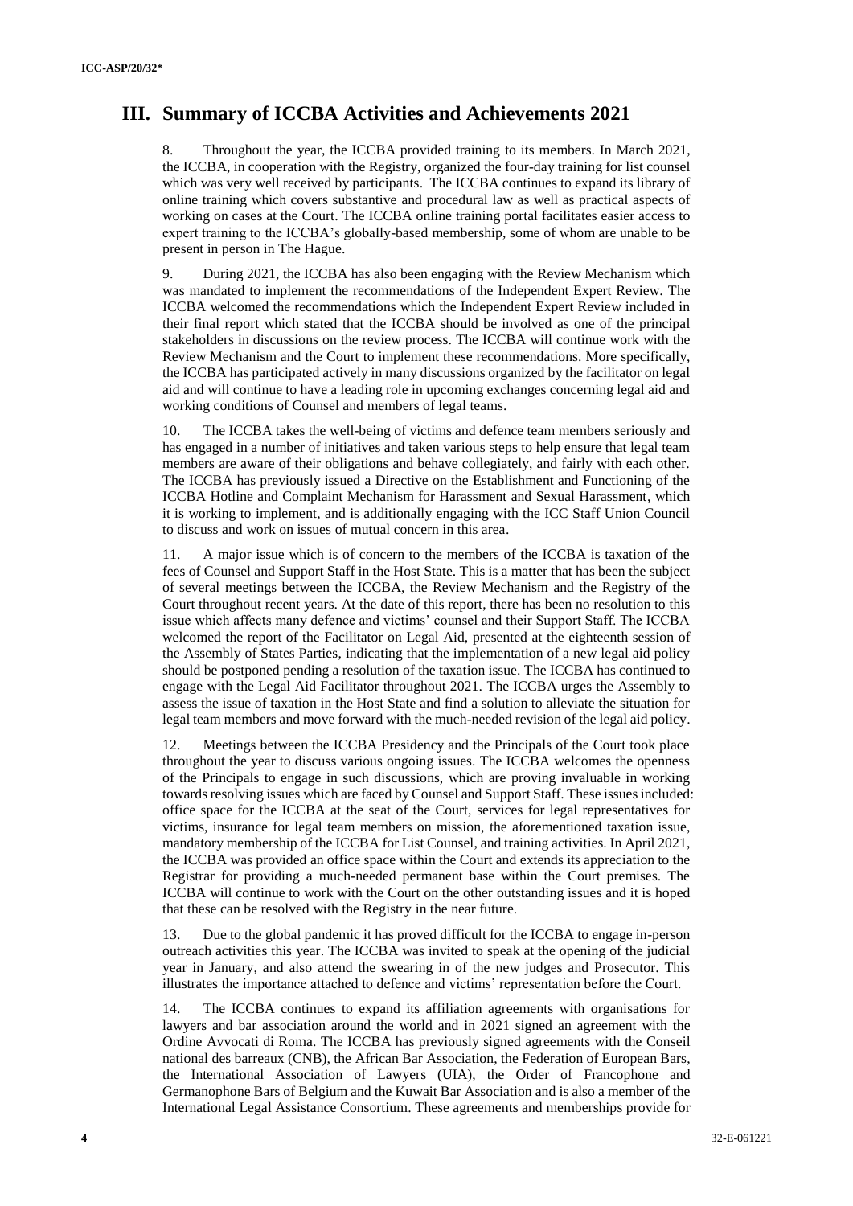# III. Summary of ICCBA Activities and Achievements 2021

8. Throughout the year, the ICCBA provided training to its members. In March 2021, the ICCBA, in cooperation with the Registry, organized the four-day training for list counsel which was very well received by participants. The ICCBA continues to expand its library of online training which covers substantive and procedural law as well as practical aspects of working on cases at the Court. The ICCBA online training portal facilitates easier access to expert training to the ICCBA's globally-based membership, some of whom are unable to be present in person in The Hague.

9. During 2021, the ICCBA has also been engaging with the Review Mechanism which was mandated to implement the recommendations of the Independent Expert Review. The ICCBA welcomed the recommendations which the Independent Expert Review included in their final report which stated that the ICCBA should be involved as one of the principal stakeholders in discussions on the review process. The ICCBA will continue work with the Review Mechanism and the Court to implement these recommendations. More specifically, the ICCBA has participated actively in many discussions organized by the facilitator on legal aid and will continue to have a leading role in upcoming exchanges concerning legal aid and working conditions of Counsel and members of legal teams.

10. The ICCBA takes the well-being of victims and defence team members seriously and has engaged in a number of initiatives and taken various steps to help ensure that legal team members are aware of their obligations and behave collegiately, and fairly with each other. The ICCBA has previously issued a Directive on the Establishment and Functioning of the ICCBA Hotline and Complaint Mechanism for Harassment and Sexual Harassment, which it is working to implement, and is additionally engaging with the ICC Staff Union Council to discuss and work on issues of mutual concern in this area.

11. A major issue which is of concern to the members of the ICCBA is taxation of the fees of Counsel and Support Staff in the Host State. This is a matter that has been the subject of several meetings between the ICCBA, the Review Mechanism and the Registry of the Court throughout recent years. At the date of this report, there has been no resolution to this issue which affects many defence and victims' counsel and their Support Staff. The ICCBA welcomed the report of the Facilitator on Legal Aid, presented at the eighteenth session of the Assembly of States Parties, indicating that the implementation of a new legal aid policy should be postponed pending a resolution of the taxation issue. The ICCBA has continued to engage with the Legal Aid Facilitator throughout 2021. The ICCBA urges the Assembly to assess the issue of taxation in the Host State and find a solution to alleviate the situation for legal team members and move forward with the much-needed revision of the legal aid policy.

12. Meetings between the ICCBA Presidency and the Principals of the Court took place throughout the year to discuss various ongoing issues. The ICCBA welcomes the openness of the Principals to engage in such discussions, which are proving invaluable in working towards resolving issues which are faced by Counsel and Support Staff. These issues included: office space for the ICCBA at the seat of the Court, services for legal representatives for victims, insurance for legal team members on mission, the aforementioned taxation issue, mandatory membership of the ICCBA for List Counsel, and training activities. In April 2021, the ICCBA was provided an office space within the Court and extends its appreciation to the Registrar for providing a much-needed permanent base within the Court premises. The ICCBA will continue to work with the Court on the other outstanding issues and it is hoped that these can be resolved with the Registry in the near future.

13. Due to the global pandemic it has proved difficult for the ICCBA to engage in-person outreach activities this year. The ICCBA was invited to speak at the opening of the judicial year in January, and also attend the swearing in of the new judges and Prosecutor. This illustrates the importance attached to defence and victims' representation before the Court.

14. The ICCBA continues to expand its affiliation agreements with organisations for lawyers and bar association around the world and in 2021 signed an agreement with the Ordine Avvocati di Roma. The ICCBA has previously signed agreements with the Conseil national des barreaux (CNB), the African Bar Association, the Federation of European Bars, the International Association of Lawyers (UIA), the Order of Francophone and Germanophone Bars of Belgium and the Kuwait Bar Association and is also a member of the International Legal Assistance Consortium. These agreements and memberships provide for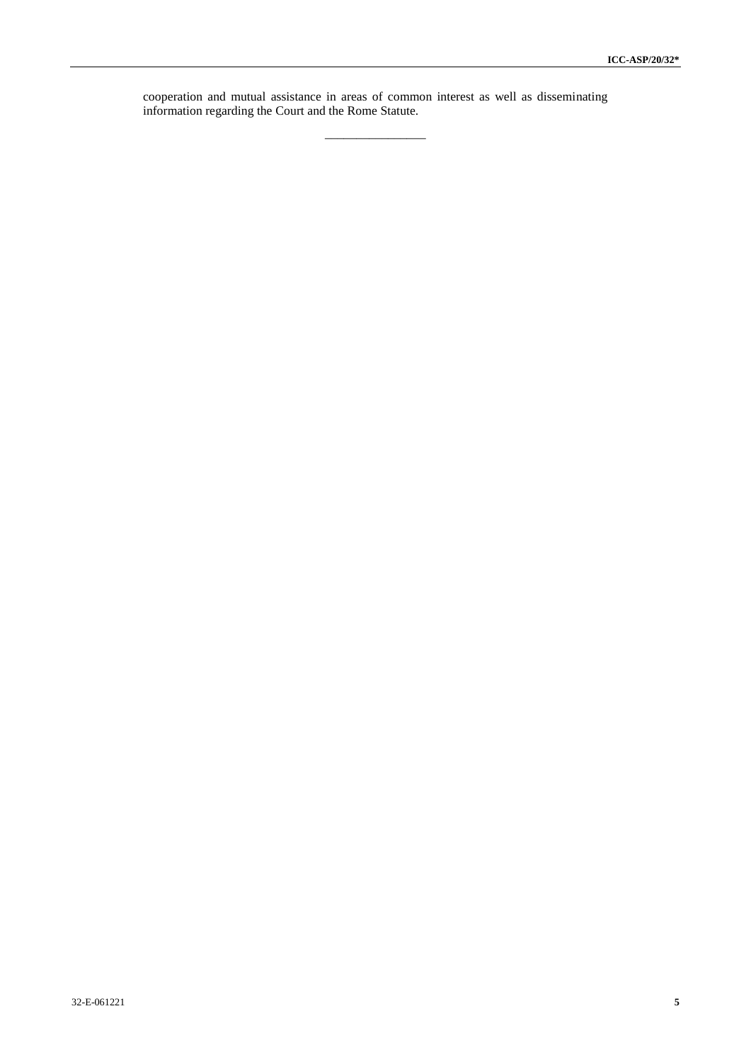cooperation and mutual assistance in areas of common interest as well as disseminating information regarding the Court and the Rome Statute.

____________